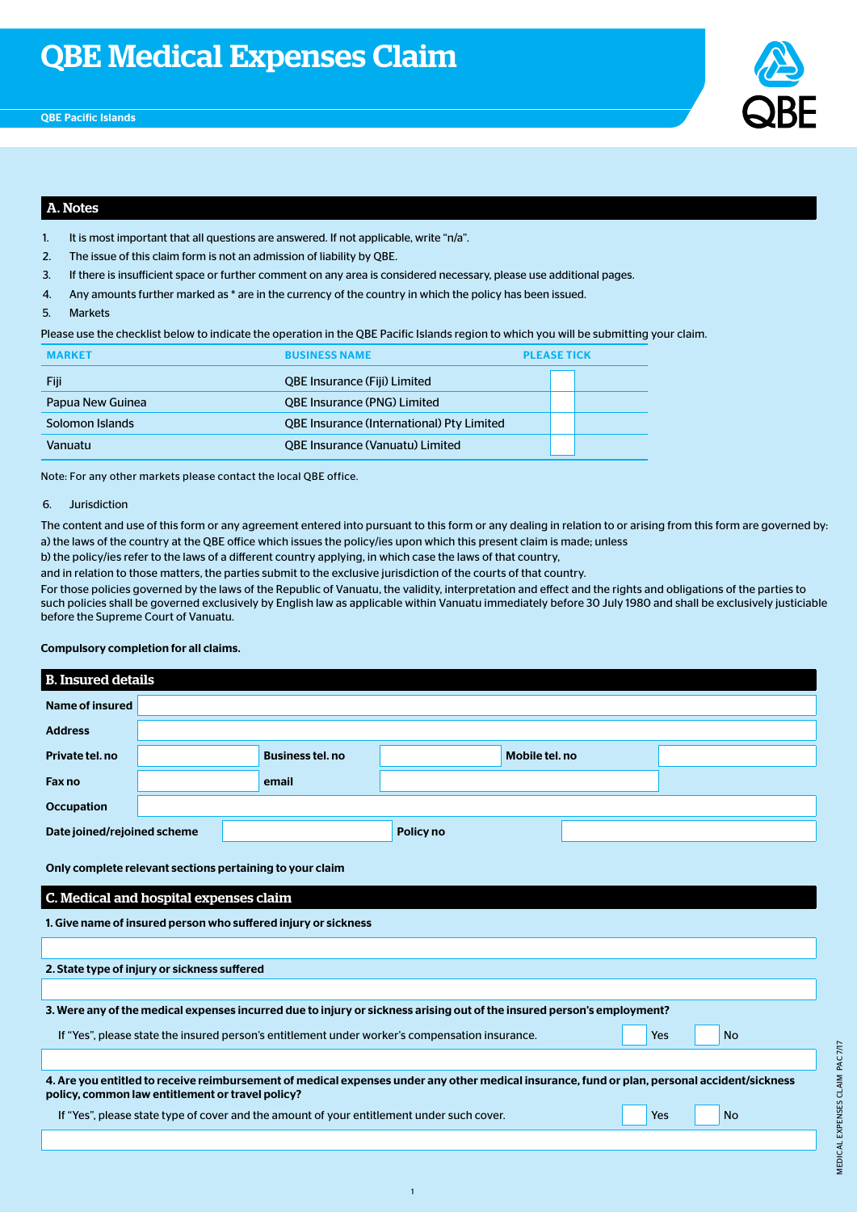# QBE Medical Expenses Claim

QBE Pacific Islands

## A. Notes

1. It is most important that all questions are answered. If not applicable, write "n/a".
2. The issue of this claim form is not an admission of liability by QBE.
3. If there is insufficient space or further comment on any area is considered necessary, please use additional pages.
4. Any amounts further marked as * are in the currency of the country in which the policy has been issued.
5. Markets

Please use the checklist below to indicate the operation in the QBE Pacific Islands region to which you will be submitting your claim.

| MARKET | BUSINESS NAME | PLEASE TICK |
|---|---|---|
| Fiji | QBE Insurance (Fiji) Limited | |
| Papua New Guinea | QBE Insurance (PNG) Limited | |
| Solomon Islands | QBE Insurance (International) Pty Limited | |
| Vanuatu | QBE Insurance (Vanuatu) Limited | |

Note: For any other markets please contact the local QBE office.

6. Jurisdiction

The content and use of this form or any agreement entered into pursuant to this form or any dealing in relation to or arising from this form are governed by:
a) the laws of the country at the QBE office which issues the policy/ies upon which this present claim is made; unless
b) the policy/ies refer to the laws of a different country applying, in which case the laws of that country,
and in relation to those matters, the parties submit to the exclusive jurisdiction of the courts of that country.
For those policies governed by the laws of the Republic of Vanuatu, the validity, interpretation and effect and the rights and obligations of the parties to such policies shall be governed exclusively by English law as applicable within Vanuatu immediately before 30 July 1980 and shall be exclusively justiciable before the Supreme Court of Vanuatu.

**Compulsory completion for all claims.**

## B. Insured details

| | | | | | |
|---|---|---|---|---|---|
| **Name of insured** | | | | | |
| **Address** | | | | | |
| **Private tel. no** | | **Business tel. no** | | **Mobile tel. no** | |
| **Fax no** | | **email** | | | |
| **Occupation** | | | | | |
| **Date joined/rejoined scheme** | | **Policy no** | | | |

**Only complete relevant sections pertaining to your claim**

## C. Medical and hospital expenses claim

**1. Give name of insured person who suffered injury or sickness**

**2. State type of injury or sickness suffered**

**3. Were any of the medical expenses incurred due to injury or sickness arising out of the insured person's employment?**

If "Yes", please state the insured person's entitlement under worker's compensation insurance. ☐ Yes ☐ No

**4. Are you entitled to receive reimbursement of medical expenses under any other medical insurance, fund or plan, personal accident/sickness policy, common law entitlement or travel policy?**

If "Yes", please state type of cover and the amount of your entitlement under such cover. ☐ Yes ☐ No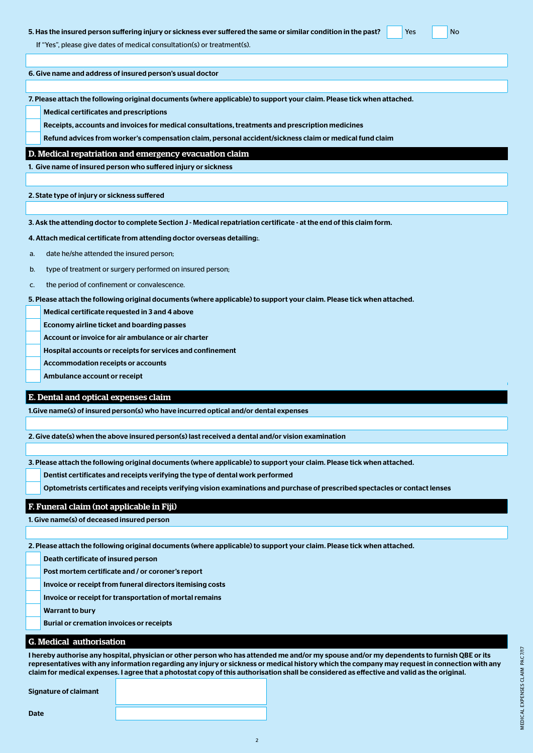5. **Has the insured person suffering injury or sickness ever suffered the same or similar condition in the past?** ☐ Yes ☐ No

If "Yes", please give dates of medical consultation(s) or treatment(s).

6. **Give name and address of insured person's usual doctor**

7. **Please attach the following original documents (where applicable) to support your claim. Please tick when attached.**

- ☐ **Medical certificates and prescriptions**
- ☐ **Receipts, accounts and invoices for medical consultations, treatments and prescription medicines**
- ☐ **Refund advices from worker's compensation claim, personal accident/sickness claim or medical fund claim**

## D. Medical repatriation and emergency evacuation claim

1. **Give name of insured person who suffered injury or sickness**

2. **State type of injury or sickness suffered**

3. **Ask the attending doctor to complete Section J - Medical repatriation certificate - at the end of this claim form.**

4. **Attach medical certificate from attending doctor overseas detailing:.**

a. date he/she attended the insured person;

b. type of treatment or surgery performed on insured person;

c. the period of confinement or convalescence.

5. **Please attach the following original documents (where applicable) to support your claim. Please tick when attached.**

- ☐ **Medical certificate requested in 3 and 4 above**
- ☐ **Economy airline ticket and boarding passes**
- ☐ **Account or invoice for air ambulance or air charter**
- ☐ **Hospital accounts or receipts for services and confinement**
- ☐ **Accommodation receipts or accounts**
- ☐ **Ambulance account or receipt**

## E. Dental and optical expenses claim

1. **Give name(s) of insured person(s) who have incurred optical and/or dental expenses**

2. **Give date(s) when the above insured person(s) last received a dental and/or vision examination**

3. **Please attach the following original documents (where applicable) to support your claim. Please tick when attached.**

- ☐ **Dentist certificates and receipts verifying the type of dental work performed**
- ☐ **Optometrists certificates and receipts verifying vision examinations and purchase of prescribed spectacles or contact lenses**

## F. Funeral claim (not applicable in Fiji)

1. **Give name(s) of deceased insured person**

2. **Please attach the following original documents (where applicable) to support your claim. Please tick when attached.**

- ☐ **Death certificate of insured person**
- ☐ **Post mortem certificate and / or coroner's report**
- ☐ **Invoice or receipt from funeral directors itemising costs**
- ☐ **Invoice or receipt for transportation of mortal remains**
- ☐ **Warrant to bury**
- ☐ **Burial or cremation invoices or receipts**

## G. Medical authorisation

**I hereby authorise any hospital, physician or other person who has attended me and/or my spouse and/or my dependents to furnish QBE or its representatives with any information regarding any injury or sickness or medical history which the company may request in connection with any claim for medical expenses. I agree that a photostat copy of this authorisation shall be considered as effective and valid as the original.**

**Signature of claimant**

**Date**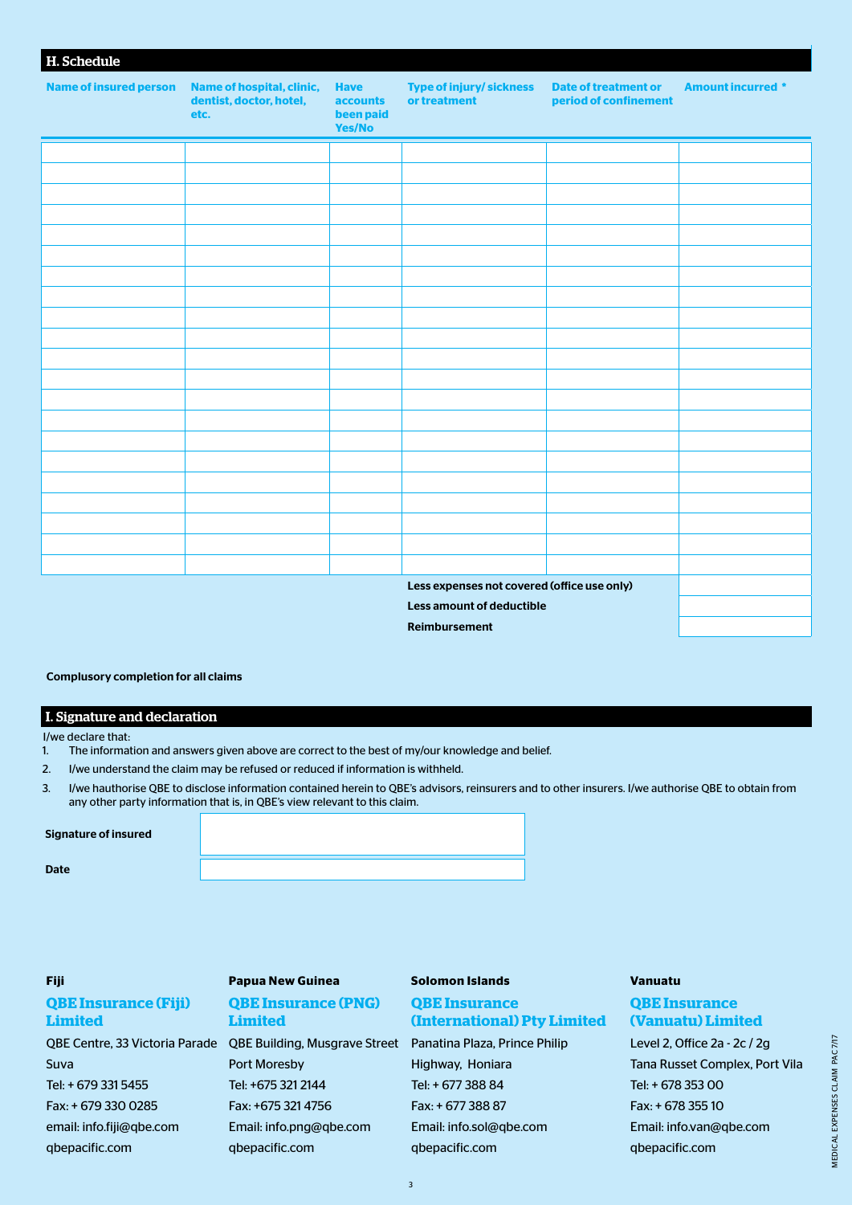## H. Schedule

| Name of insured person | Name of hospital, clinic, dentist, doctor, hotel, etc. | Have accounts been paid Yes/No | Type of injury/ sickness or treatment | Date of treatment or period of confinement | Amount incurred * |
|---|---|---|---|---|---|
| | | | | | |
| | | | | | |
| | | | | | |
| | | | | | |
| | | | | | |
| | | | | | |
| | | | | | |
| | | | | | |
| | | | | | |
| | | | | | |
| | | | | | |
| | | | | | |
| | | | | | |
| | | | | | |
| | | | | | |
| | | | | | |
| | | | | | |
| | | | | | |
| | | | | | |
| | | | | | |
| | | | | | |
| | | | **Less expenses not covered (office use only)** | | |
| | | | **Less amount of deductible** | | |
| | | | **Reimbursement** | | |

**Complusory completion for all claims**

## I. Signature and declaration

I/we declare that:

1. The information and answers given above are correct to the best of my/our knowledge and belief.
2. I/we understand the claim may be refused or reduced if information is withheld.
3. I/we hauthorise QBE to disclose information contained herein to QBE's advisors, reinsurers and to other insurers. I/we authorise QBE to obtain from any other party information that is, in QBE's view relevant to this claim.

**Signature of insured**

**Date**

**Fiji**

**QBE Insurance (Fiji) Limited**

QBE Centre, 33 Victoria Parade
Suva
Tel: + 679 331 5455
Fax: + 679 330 0285
email: info.fiji@qbe.com
qbepacific.com

**Papua New Guinea**

**QBE Insurance (PNG) Limited**

QBE Building, Musgrave Street
Port Moresby
Tel: +675 321 2144
Fax: +675 321 4756
Email: info.png@qbe.com
qbepacific.com

**Solomon Islands**

**QBE Insurance (International) Pty Limited**

Panatina Plaza, Prince Philip Highway, Honiara
Tel: + 677 388 84
Fax: + 677 388 87
Email: info.sol@qbe.com
qbepacific.com

**Vanuatu**

**QBE Insurance (Vanuatu) Limited**

Level 2, Office 2a - 2c / 2g
Tana Russet Complex, Port Vila
Tel: + 678 353 00
Fax: + 678 355 10
Email: info.van@qbe.com
qbepacific.com

MEDICAL EXPENSES CLAIM PAC 7/17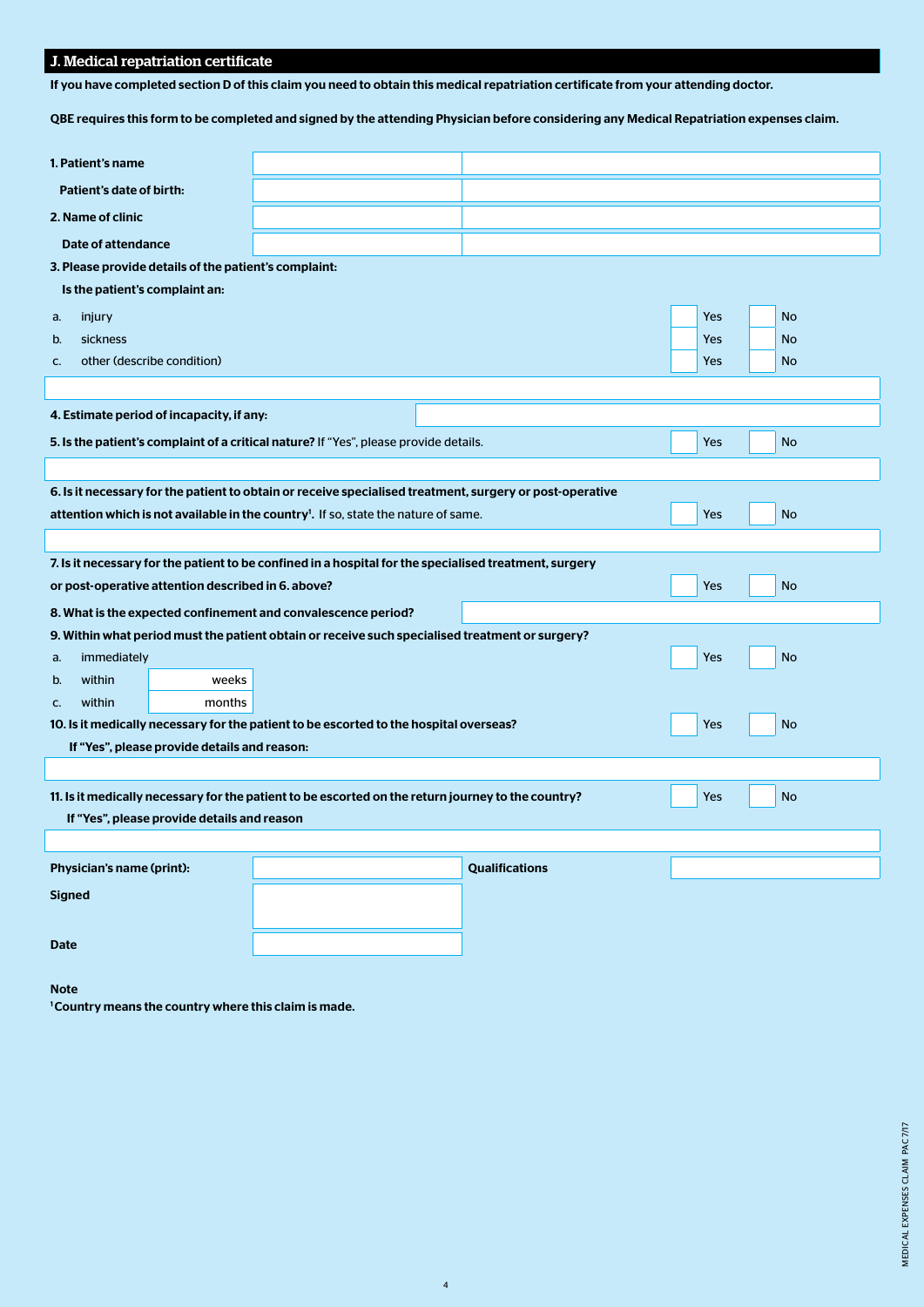## J. Medical repatriation certificate

**If you have completed section D of this claim you need to obtain this medical repatriation certificate from your attending doctor.**

**QBE requires this form to be completed and signed by the attending Physician before considering any Medical Repatriation expenses claim.**

| | |
|---|---|
| **1. Patient's name** | |
| **Patient's date of birth:** | |
| **2. Name of clinic** | |
| **Date of attendance** | |

**3. Please provide details of the patient's complaint:**

**Is the patient's complaint an:**

| | | | |
|---|---|---|---|
| a. | injury | ☐ Yes | ☐ No |
| b. | sickness | ☐ Yes | ☐ No |
| c. | other (describe condition) | ☐ Yes | ☐ No |

**4. Estimate period of incapacity, if any:**

**5. Is the patient's complaint of a critical nature?** If "Yes", please provide details. ☐ Yes ☐ No

**6. Is it necessary for the patient to obtain or receive specialised treatment, surgery or post-operative attention which is not available in the country[1].** If so, state the nature of same. ☐ Yes ☐ No

**7. Is it necessary for the patient to be confined in a hospital for the specialised treatment, surgery or post-operative attention described in 6. above?** ☐ Yes ☐ No

**8. What is the expected confinement and convalescence period?**

**9. Within what period must the patient obtain or receive such specialised treatment or surgery?**

| | | | |
|---|---|---|---|
| a. | immediately | ☐ Yes | ☐ No |
| b. | within ____ weeks | | |
| c. | within ____ months | | |

**10. Is it medically necessary for the patient to be escorted to the hospital overseas?** ☐ Yes ☐ No

**If "Yes", please provide details and reason:**

**11. Is it medically necessary for the patient to be escorted on the return journey to the country?** ☐ Yes ☐ No

**If "Yes", please provide details and reason**

| | | | |
|---|---|---|---|
| **Physician's name (print):** | | **Qualifications** | |
| **Signed** | | | |
| **Date** | | | |

**Note**

[1]**Country means the country where this claim is made.**